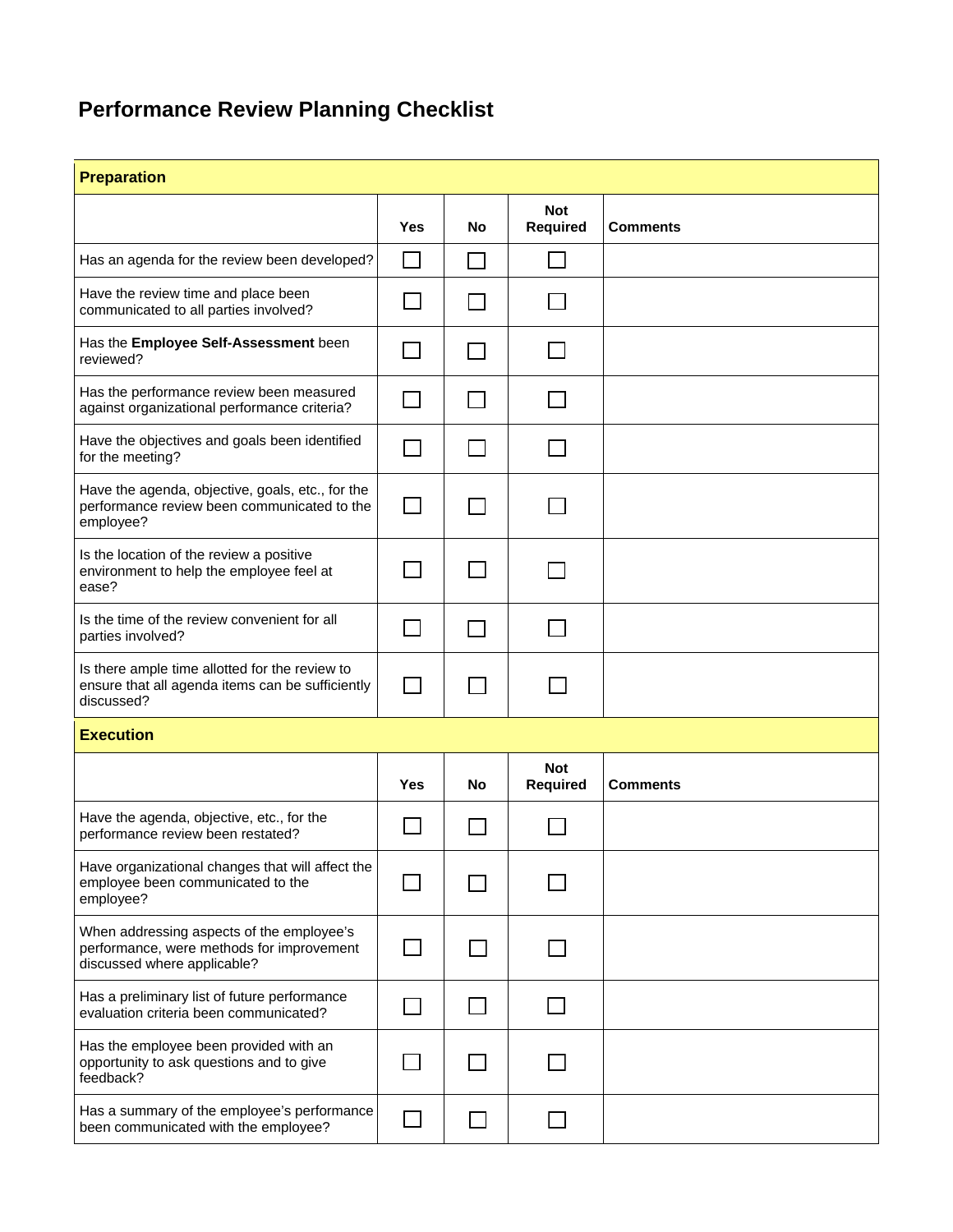# Performance Review Planning Checklist

| **Preparation** | | | | |
|---|---|---|---|---|
| | **Yes** | **No** | **Not Required** | **Comments** |
| Has an agenda for the review been developed? | ☐ | ☐ | ☐ | |
| Have the review time and place been communicated to all parties involved? | ☐ | ☐ | ☐ | |
| Has the **Employee Self-Assessment** been reviewed? | ☐ | ☐ | ☐ | |
| Has the performance review been measured against organizational performance criteria? | ☐ | ☐ | ☐ | |
| Have the objectives and goals been identified for the meeting? | ☐ | ☐ | ☐ | |
| Have the agenda, objective, goals, etc., for the performance review been communicated to the employee? | ☐ | ☐ | ☐ | |
| Is the location of the review a positive environment to help the employee feel at ease? | ☐ | ☐ | ☐ | |
| Is the time of the review convenient for all parties involved? | ☐ | ☐ | ☐ | |
| Is there ample time allotted for the review to ensure that all agenda items can be sufficiently discussed? | ☐ | ☐ | ☐ | |

| **Execution** | | | | |
|---|---|---|---|---|
| | **Yes** | **No** | **Not Required** | **Comments** |
| Have the agenda, objective, etc., for the performance review been restated? | ☐ | ☐ | ☐ | |
| Have organizational changes that will affect the employee been communicated to the employee? | ☐ | ☐ | ☐ | |
| When addressing aspects of the employee's performance, were methods for improvement discussed where applicable? | ☐ | ☐ | ☐ | |
| Has a preliminary list of future performance evaluation criteria been communicated? | ☐ | ☐ | ☐ | |
| Has the employee been provided with an opportunity to ask questions and to give feedback? | ☐ | ☐ | ☐ | |
| Has a summary of the employee's performance been communicated with the employee? | ☐ | ☐ | ☐ | |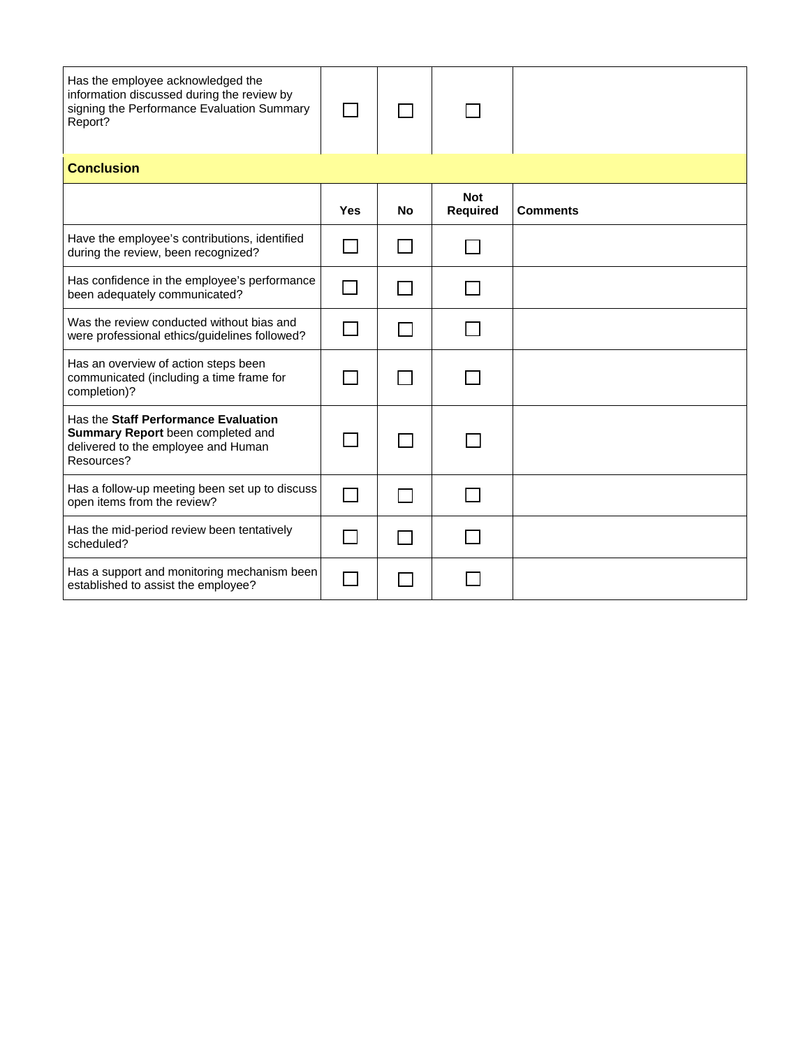| | | | | |
|---|---|---|---|---|
| Has the employee acknowledged the information discussed during the review by signing the Performance Evaluation Summary Report? | ☐ | ☐ | ☐ | |

## Conclusion

| | Yes | No | Not Required | Comments |
|---|---|---|---|---|
| Have the employee's contributions, identified during the review, been recognized? | ☐ | ☐ | ☐ | |
| Has confidence in the employee's performance been adequately communicated? | ☐ | ☐ | ☐ | |
| Was the review conducted without bias and were professional ethics/guidelines followed? | ☐ | ☐ | ☐ | |
| Has an overview of action steps been communicated (including a time frame for completion)? | ☐ | ☐ | ☐ | |
| Has the **Staff Performance Evaluation Summary Report** been completed and delivered to the employee and Human Resources? | ☐ | ☐ | ☐ | |
| Has a follow-up meeting been set up to discuss open items from the review? | ☐ | ☐ | ☐ | |
| Has the mid-period review been tentatively scheduled? | ☐ | ☐ | ☐ | |
| Has a support and monitoring mechanism been established to assist the employee? | ☐ | ☐ | ☐ | |